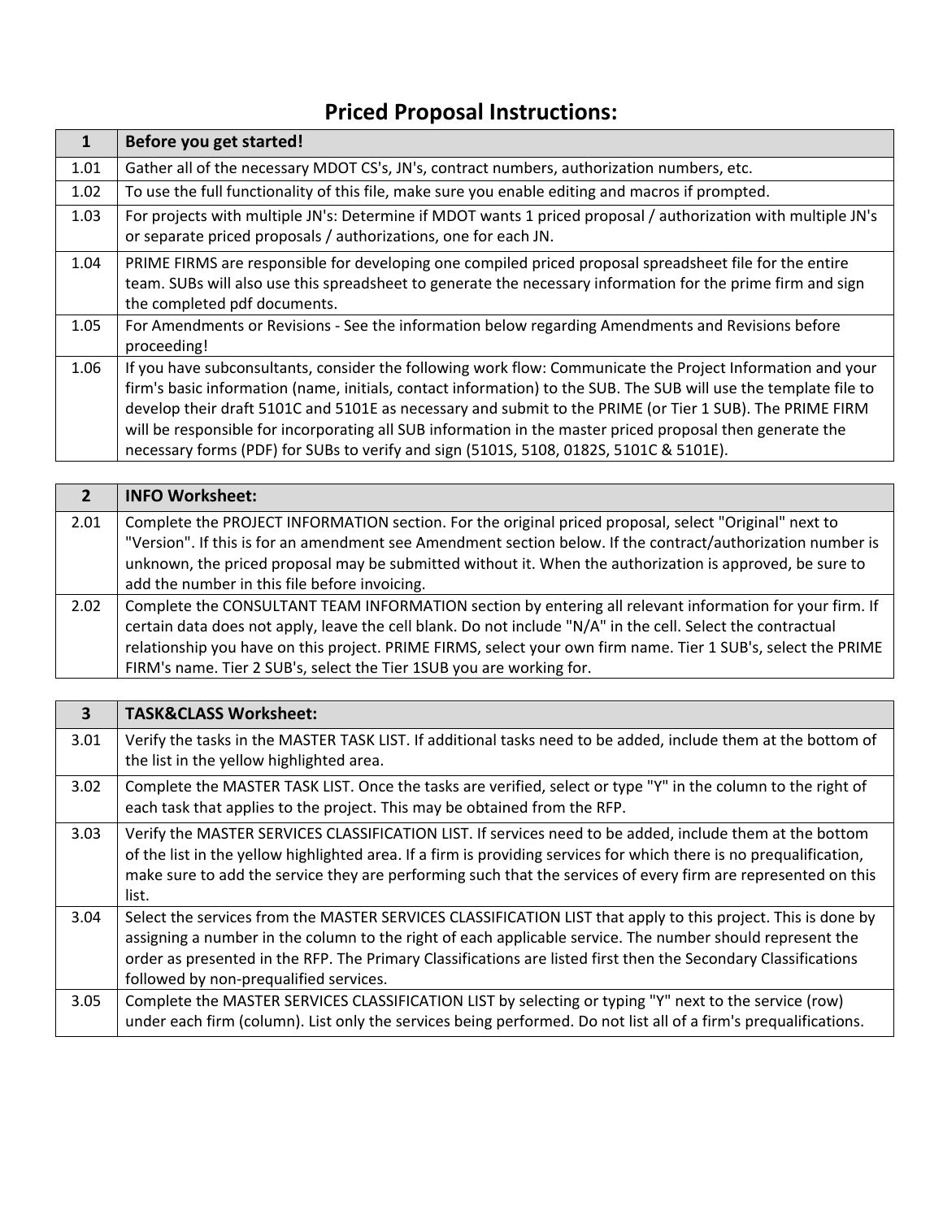# Priced Proposal Instructions:

| 1 | Before you get started! |
|---|---|
| 1.01 | Gather all of the necessary MDOT CS's, JN's, contract numbers, authorization numbers, etc. |
| 1.02 | To use the full functionality of this file, make sure you enable editing and macros if prompted. |
| 1.03 | For projects with multiple JN's: Determine if MDOT wants 1 priced proposal / authorization with multiple JN's or separate priced proposals / authorizations, one for each JN. |
| 1.04 | PRIME FIRMS are responsible for developing one compiled priced proposal spreadsheet file for the entire team. SUBs will also use this spreadsheet to generate the necessary information for the prime firm and sign the completed pdf documents. |
| 1.05 | For Amendments or Revisions - See the information below regarding Amendments and Revisions before proceeding! |
| 1.06 | If you have subconsultants, consider the following work flow: Communicate the Project Information and your firm's basic information (name, initials, contact information) to the SUB. The SUB will use the template file to develop their draft 5101C and 5101E as necessary and submit to the PRIME (or Tier 1 SUB). The PRIME FIRM will be responsible for incorporating all SUB information in the master priced proposal then generate the necessary forms (PDF) for SUBs to verify and sign (5101S, 5108, 0182S, 5101C & 5101E). |

| 2 | INFO Worksheet: |
|---|---|
| 2.01 | Complete the PROJECT INFORMATION section. For the original priced proposal, select "Original" next to "Version". If this is for an amendment see Amendment section below. If the contract/authorization number is unknown, the priced proposal may be submitted without it. When the authorization is approved, be sure to add the number in this file before invoicing. |
| 2.02 | Complete the CONSULTANT TEAM INFORMATION section by entering all relevant information for your firm. If certain data does not apply, leave the cell blank. Do not include "N/A" in the cell. Select the contractual relationship you have on this project. PRIME FIRMS, select your own firm name. Tier 1 SUB's, select the PRIME FIRM's name. Tier 2 SUB's, select the Tier 1SUB you are working for. |

| 3 | TASK&CLASS Worksheet: |
|---|---|
| 3.01 | Verify the tasks in the MASTER TASK LIST. If additional tasks need to be added, include them at the bottom of the list in the yellow highlighted area. |
| 3.02 | Complete the MASTER TASK LIST. Once the tasks are verified, select or type "Y" in the column to the right of each task that applies to the project. This may be obtained from the RFP. |
| 3.03 | Verify the MASTER SERVICES CLASSIFICATION LIST. If services need to be added, include them at the bottom of the list in the yellow highlighted area. If a firm is providing services for which there is no prequalification, make sure to add the service they are performing such that the services of every firm are represented on this list. |
| 3.04 | Select the services from the MASTER SERVICES CLASSIFICATION LIST that apply to this project. This is done by assigning a number in the column to the right of each applicable service. The number should represent the order as presented in the RFP. The Primary Classifications are listed first then the Secondary Classifications followed by non-prequalified services. |
| 3.05 | Complete the MASTER SERVICES CLASSIFICATION LIST by selecting or typing "Y" next to the service (row) under each firm (column). List only the services being performed. Do not list all of a firm's prequalifications. |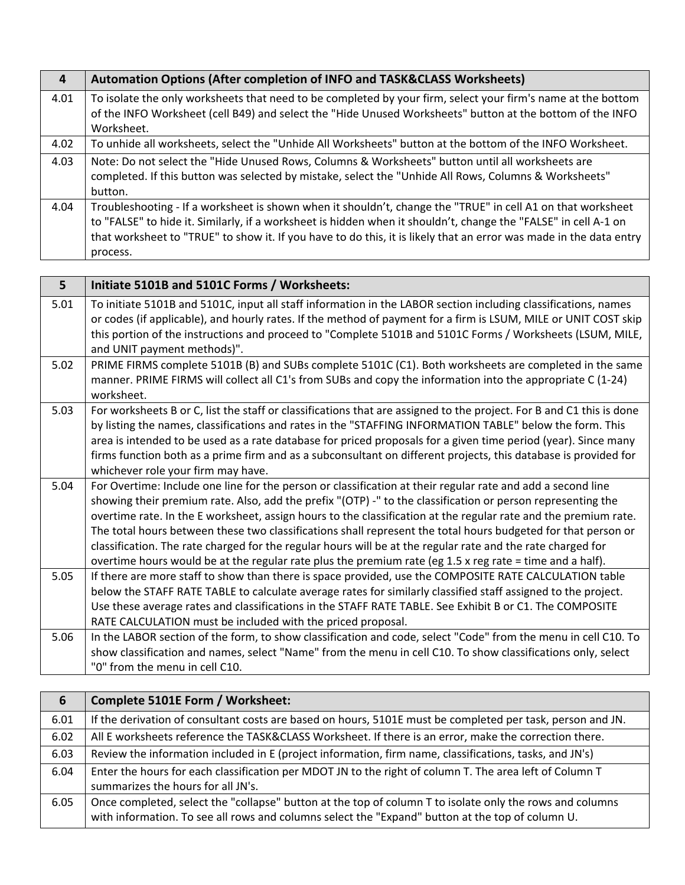| 4 | Automation Options (After completion of INFO and TASK&CLASS Worksheets) |
| --- | --- |
| 4.01 | To isolate the only worksheets that need to be completed by your firm, select your firm's name at the bottom of the INFO Worksheet (cell B49) and select the "Hide Unused Worksheets" button at the bottom of the INFO Worksheet. |
| 4.02 | To unhide all worksheets, select the "Unhide All Worksheets" button at the bottom of the INFO Worksheet. |
| 4.03 | Note: Do not select the "Hide Unused Rows, Columns & Worksheets" button until all worksheets are completed. If this button was selected by mistake, select the "Unhide All Rows, Columns & Worksheets" button. |
| 4.04 | Troubleshooting - If a worksheet is shown when it shouldn't, change the "TRUE" in cell A1 on that worksheet to "FALSE" to hide it. Similarly, if a worksheet is hidden when it shouldn't, change the "FALSE" in cell A-1 on that worksheet to "TRUE" to show it. If you have to do this, it is likely that an error was made in the data entry process. |

| 5 | Initiate 5101B and 5101C Forms / Worksheets: |
| --- | --- |
| 5.01 | To initiate 5101B and 5101C, input all staff information in the LABOR section including classifications, names or codes (if applicable), and hourly rates. If the method of payment for a firm is LSUM, MILE or UNIT COST skip this portion of the instructions and proceed to "Complete 5101B and 5101C Forms / Worksheets (LSUM, MILE, and UNIT payment methods)". |
| 5.02 | PRIME FIRMS complete 5101B (B) and SUBs complete 5101C (C1). Both worksheets are completed in the same manner. PRIME FIRMS will collect all C1's from SUBs and copy the information into the appropriate C (1-24) worksheet. |
| 5.03 | For worksheets B or C, list the staff or classifications that are assigned to the project. For B and C1 this is done by listing the names, classifications and rates in the "STAFFING INFORMATION TABLE" below the form. This area is intended to be used as a rate database for priced proposals for a given time period (year). Since many firms function both as a prime firm and as a subconsultant on different projects, this database is provided for whichever role your firm may have. |
| 5.04 | For Overtime: Include one line for the person or classification at their regular rate and add a second line showing their premium rate. Also, add the prefix "(OTP) -" to the classification or person representing the overtime rate. In the E worksheet, assign hours to the classification at the regular rate and the premium rate. The total hours between these two classifications shall represent the total hours budgeted for that person or classification. The rate charged for the regular hours will be at the regular rate and the rate charged for overtime hours would be at the regular rate plus the premium rate (eg 1.5 x reg rate = time and a half). |
| 5.05 | If there are more staff to show than there is space provided, use the COMPOSITE RATE CALCULATION table below the STAFF RATE TABLE to calculate average rates for similarly classified staff assigned to the project. Use these average rates and classifications in the STAFF RATE TABLE. See Exhibit B or C1. The COMPOSITE RATE CALCULATION must be included with the priced proposal. |
| 5.06 | In the LABOR section of the form, to show classification and code, select "Code" from the menu in cell C10. To show classification and names, select "Name" from the menu in cell C10. To show classifications only, select "0" from the menu in cell C10. |

| 6 | Complete 5101E Form / Worksheet: |
| --- | --- |
| 6.01 | If the derivation of consultant costs are based on hours, 5101E must be completed per task, person and JN. |
| 6.02 | All E worksheets reference the TASK&CLASS Worksheet. If there is an error, make the correction there. |
| 6.03 | Review the information included in E (project information, firm name, classifications, tasks, and JN's) |
| 6.04 | Enter the hours for each classification per MDOT JN to the right of column T. The area left of Column T summarizes the hours for all JN's. |
| 6.05 | Once completed, select the "collapse" button at the top of column T to isolate only the rows and columns with information. To see all rows and columns select the "Expand" button at the top of column U. |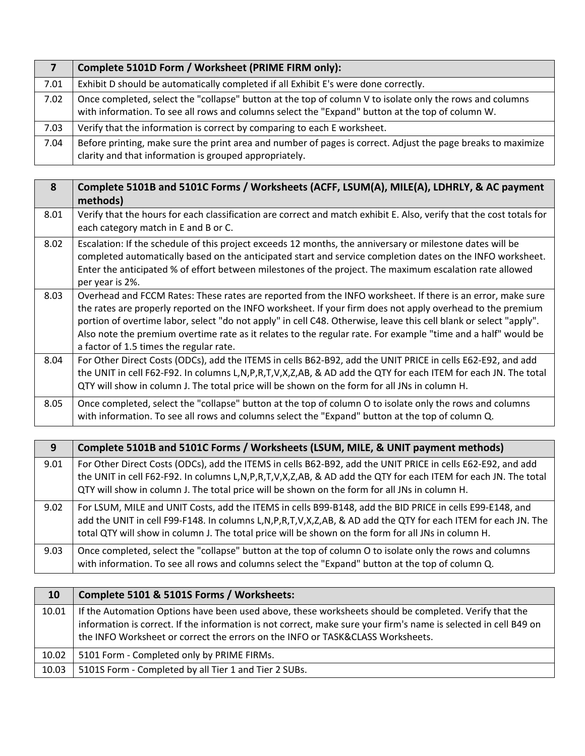| 7 | Complete 5101D Form / Worksheet (PRIME FIRM only): |
| --- | --- |
| 7.01 | Exhibit D should be automatically completed if all Exhibit E's were done correctly. |
| 7.02 | Once completed, select the "collapse" button at the top of column V to isolate only the rows and columns with information. To see all rows and columns select the "Expand" button at the top of column W. |
| 7.03 | Verify that the information is correct by comparing to each E worksheet. |
| 7.04 | Before printing, make sure the print area and number of pages is correct. Adjust the page breaks to maximize clarity and that information is grouped appropriately. |

| 8 | Complete 5101B and 5101C Forms / Worksheets (ACFF, LSUM(A), MILE(A), LDHRLY, & AC payment methods) |
| --- | --- |
| 8.01 | Verify that the hours for each classification are correct and match exhibit E. Also, verify that the cost totals for each category match in E and B or C. |
| 8.02 | Escalation: If the schedule of this project exceeds 12 months, the anniversary or milestone dates will be completed automatically based on the anticipated start and service completion dates on the INFO worksheet. Enter the anticipated % of effort between milestones of the project. The maximum escalation rate allowed per year is 2%. |
| 8.03 | Overhead and FCCM Rates: These rates are reported from the INFO worksheet. If there is an error, make sure the rates are properly reported on the INFO worksheet. If your firm does not apply overhead to the premium portion of overtime labor, select "do not apply" in cell C48. Otherwise, leave this cell blank or select "apply". Also note the premium overtime rate as it relates to the regular rate. For example "time and a half" would be a factor of 1.5 times the regular rate. |
| 8.04 | For Other Direct Costs (ODCs), add the ITEMS in cells B62-B92, add the UNIT PRICE in cells E62-E92, and add the UNIT in cell F62-F92. In columns L,N,P,R,T,V,X,Z,AB, & AD add the QTY for each ITEM for each JN. The total QTY will show in column J. The total price will be shown on the form for all JNs in column H. |
| 8.05 | Once completed, select the "collapse" button at the top of column O to isolate only the rows and columns with information. To see all rows and columns select the "Expand" button at the top of column Q. |

| 9 | Complete 5101B and 5101C Forms / Worksheets (LSUM, MILE, & UNIT payment methods) |
| --- | --- |
| 9.01 | For Other Direct Costs (ODCs), add the ITEMS in cells B62-B92, add the UNIT PRICE in cells E62-E92, and add the UNIT in cell F62-F92. In columns L,N,P,R,T,V,X,Z,AB, & AD add the QTY for each ITEM for each JN. The total QTY will show in column J. The total price will be shown on the form for all JNs in column H. |
| 9.02 | For LSUM, MILE and UNIT Costs, add the ITEMS in cells B99-B148, add the BID PRICE in cells E99-E148, and add the UNIT in cell F99-F148. In columns L,N,P,R,T,V,X,Z,AB, & AD add the QTY for each ITEM for each JN. The total QTY will show in column J. The total price will be shown on the form for all JNs in column H. |
| 9.03 | Once completed, select the "collapse" button at the top of column O to isolate only the rows and columns with information. To see all rows and columns select the "Expand" button at the top of column Q. |

| 10 | Complete 5101 & 5101S Forms / Worksheets: |
| --- | --- |
| 10.01 | If the Automation Options have been used above, these worksheets should be completed. Verify that the information is correct. If the information is not correct, make sure your firm's name is selected in cell B49 on the INFO Worksheet or correct the errors on the INFO or TASK&CLASS Worksheets. |
| 10.02 | 5101 Form - Completed only by PRIME FIRMs. |
| 10.03 | 5101S Form - Completed by all Tier 1 and Tier 2 SUBs. |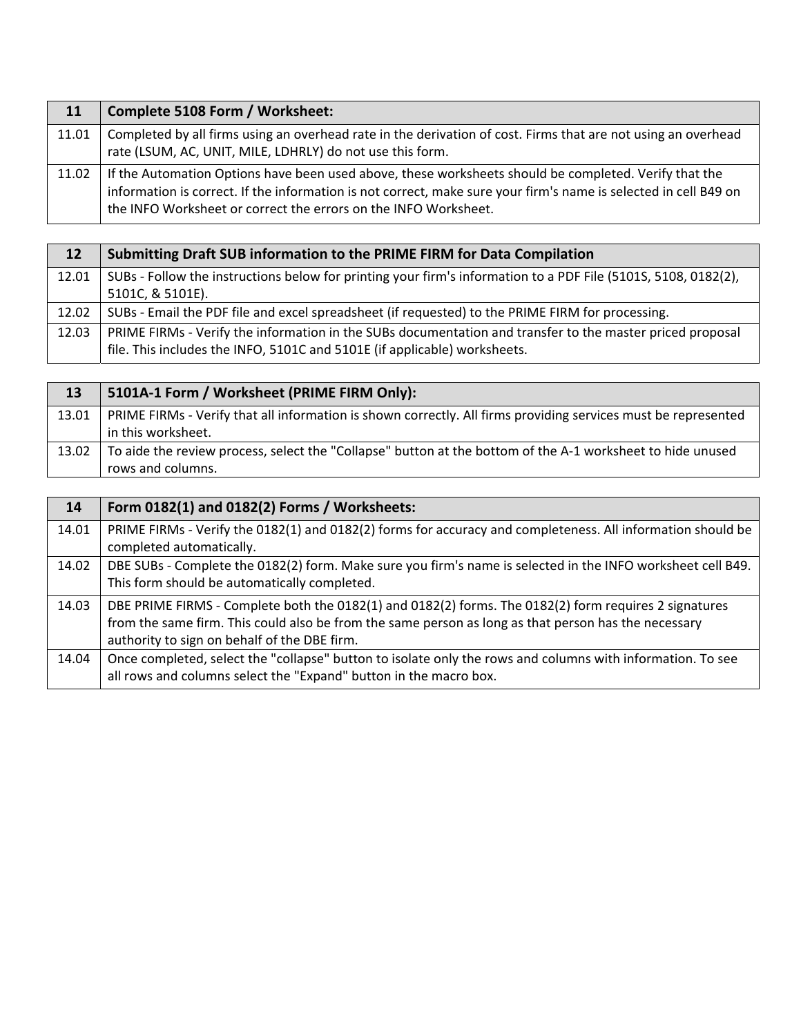| 11 | Complete 5108 Form / Worksheet: |
|---|---|
| 11.01 | Completed by all firms using an overhead rate in the derivation of cost. Firms that are not using an overhead rate (LSUM, AC, UNIT, MILE, LDHRLY) do not use this form. |
| 11.02 | If the Automation Options have been used above, these worksheets should be completed. Verify that the information is correct. If the information is not correct, make sure your firm's name is selected in cell B49 on the INFO Worksheet or correct the errors on the INFO Worksheet. |

| 12 | Submitting Draft SUB information to the PRIME FIRM for Data Compilation |
|---|---|
| 12.01 | SUBs - Follow the instructions below for printing your firm's information to a PDF File (5101S, 5108, 0182(2), 5101C, & 5101E). |
| 12.02 | SUBs - Email the PDF file and excel spreadsheet (if requested) to the PRIME FIRM for processing. |
| 12.03 | PRIME FIRMs - Verify the information in the SUBs documentation and transfer to the master priced proposal file. This includes the INFO, 5101C and 5101E (if applicable) worksheets. |

| 13 | 5101A-1 Form / Worksheet (PRIME FIRM Only): |
|---|---|
| 13.01 | PRIME FIRMs - Verify that all information is shown correctly. All firms providing services must be represented in this worksheet. |
| 13.02 | To aide the review process, select the "Collapse" button at the bottom of the A-1 worksheet to hide unused rows and columns. |

| 14 | Form 0182(1) and 0182(2) Forms / Worksheets: |
|---|---|
| 14.01 | PRIME FIRMs - Verify the 0182(1) and 0182(2) forms for accuracy and completeness. All information should be completed automatically. |
| 14.02 | DBE SUBs - Complete the 0182(2) form. Make sure you firm's name is selected in the INFO worksheet cell B49. This form should be automatically completed. |
| 14.03 | DBE PRIME FIRMS - Complete both the 0182(1) and 0182(2) forms. The 0182(2) form requires 2 signatures from the same firm. This could also be from the same person as long as that person has the necessary authority to sign on behalf of the DBE firm. |
| 14.04 | Once completed, select the "collapse" button to isolate only the rows and columns with information. To see all rows and columns select the "Expand" button in the macro box. |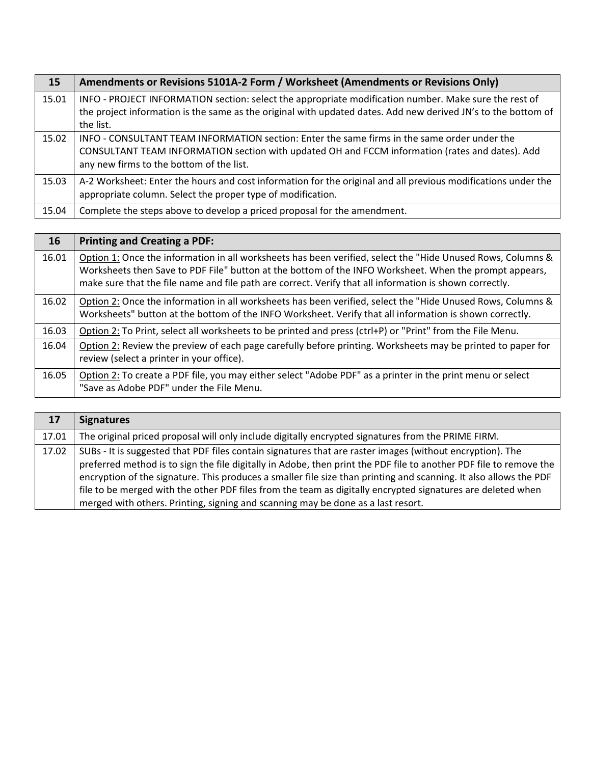| 15 | Amendments or Revisions 5101A-2 Form / Worksheet (Amendments or Revisions Only) |
|---|---|
| 15.01 | INFO - PROJECT INFORMATION section: select the appropriate modification number. Make sure the rest of the project information is the same as the original with updated dates. Add new derived JN's to the bottom of the list. |
| 15.02 | INFO - CONSULTANT TEAM INFORMATION section: Enter the same firms in the same order under the CONSULTANT TEAM INFORMATION section with updated OH and FCCM information (rates and dates). Add any new firms to the bottom of the list. |
| 15.03 | A-2 Worksheet: Enter the hours and cost information for the original and all previous modifications under the appropriate column. Select the proper type of modification. |
| 15.04 | Complete the steps above to develop a priced proposal for the amendment. |

| 16 | Printing and Creating a PDF: |
|---|---|
| 16.01 | Option 1: Once the information in all worksheets has been verified, select the "Hide Unused Rows, Columns & Worksheets then Save to PDF File" button at the bottom of the INFO Worksheet. When the prompt appears, make sure that the file name and file path are correct. Verify that all information is shown correctly. |
| 16.02 | Option 2: Once the information in all worksheets has been verified, select the "Hide Unused Rows, Columns & Worksheets" button at the bottom of the INFO Worksheet. Verify that all information is shown correctly. |
| 16.03 | Option 2: To Print, select all worksheets to be printed and press (ctrl+P) or "Print" from the File Menu. |
| 16.04 | Option 2: Review the preview of each page carefully before printing. Worksheets may be printed to paper for review (select a printer in your office). |
| 16.05 | Option 2: To create a PDF file, you may either select "Adobe PDF" as a printer in the print menu or select "Save as Adobe PDF" under the File Menu. |

| 17 | Signatures |
|---|---|
| 17.01 | The original priced proposal will only include digitally encrypted signatures from the PRIME FIRM. |
| 17.02 | SUBs - It is suggested that PDF files contain signatures that are raster images (without encryption). The preferred method is to sign the file digitally in Adobe, then print the PDF file to another PDF file to remove the encryption of the signature. This produces a smaller file size than printing and scanning. It also allows the PDF file to be merged with the other PDF files from the team as digitally encrypted signatures are deleted when merged with others. Printing, signing and scanning may be done as a last resort. |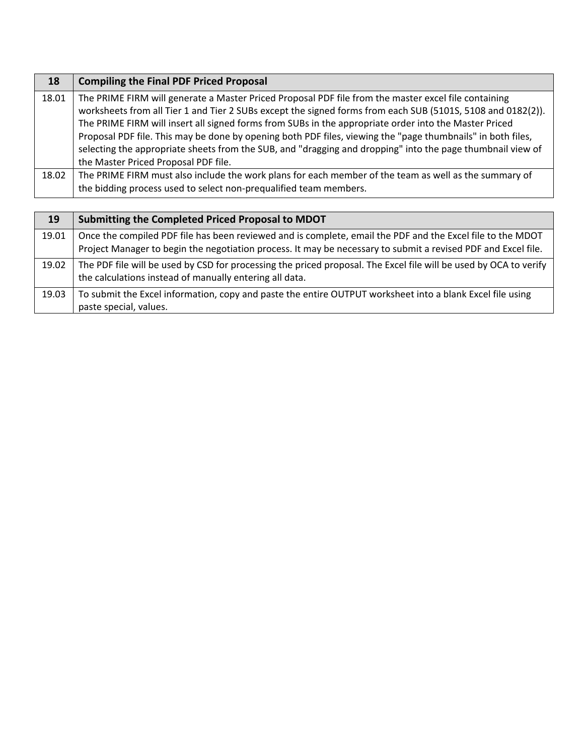| 18 | Compiling the Final PDF Priced Proposal |
| --- | --- |
| 18.01 | The PRIME FIRM will generate a Master Priced Proposal PDF file from the master excel file containing worksheets from all Tier 1 and Tier 2 SUBs except the signed forms from each SUB (5101S, 5108 and 0182(2)). The PRIME FIRM will insert all signed forms from SUBs in the appropriate order into the Master Priced Proposal PDF file. This may be done by opening both PDF files, viewing the "page thumbnails" in both files, selecting the appropriate sheets from the SUB, and "dragging and dropping" into the page thumbnail view of the Master Priced Proposal PDF file. |
| 18.02 | The PRIME FIRM must also include the work plans for each member of the team as well as the summary of the bidding process used to select non-prequalified team members. |

| 19 | Submitting the Completed Priced Proposal to MDOT |
| --- | --- |
| 19.01 | Once the compiled PDF file has been reviewed and is complete, email the PDF and the Excel file to the MDOT Project Manager to begin the negotiation process. It may be necessary to submit a revised PDF and Excel file. |
| 19.02 | The PDF file will be used by CSD for processing the priced proposal. The Excel file will be used by OCA to verify the calculations instead of manually entering all data. |
| 19.03 | To submit the Excel information, copy and paste the entire OUTPUT worksheet into a blank Excel file using paste special, values. |